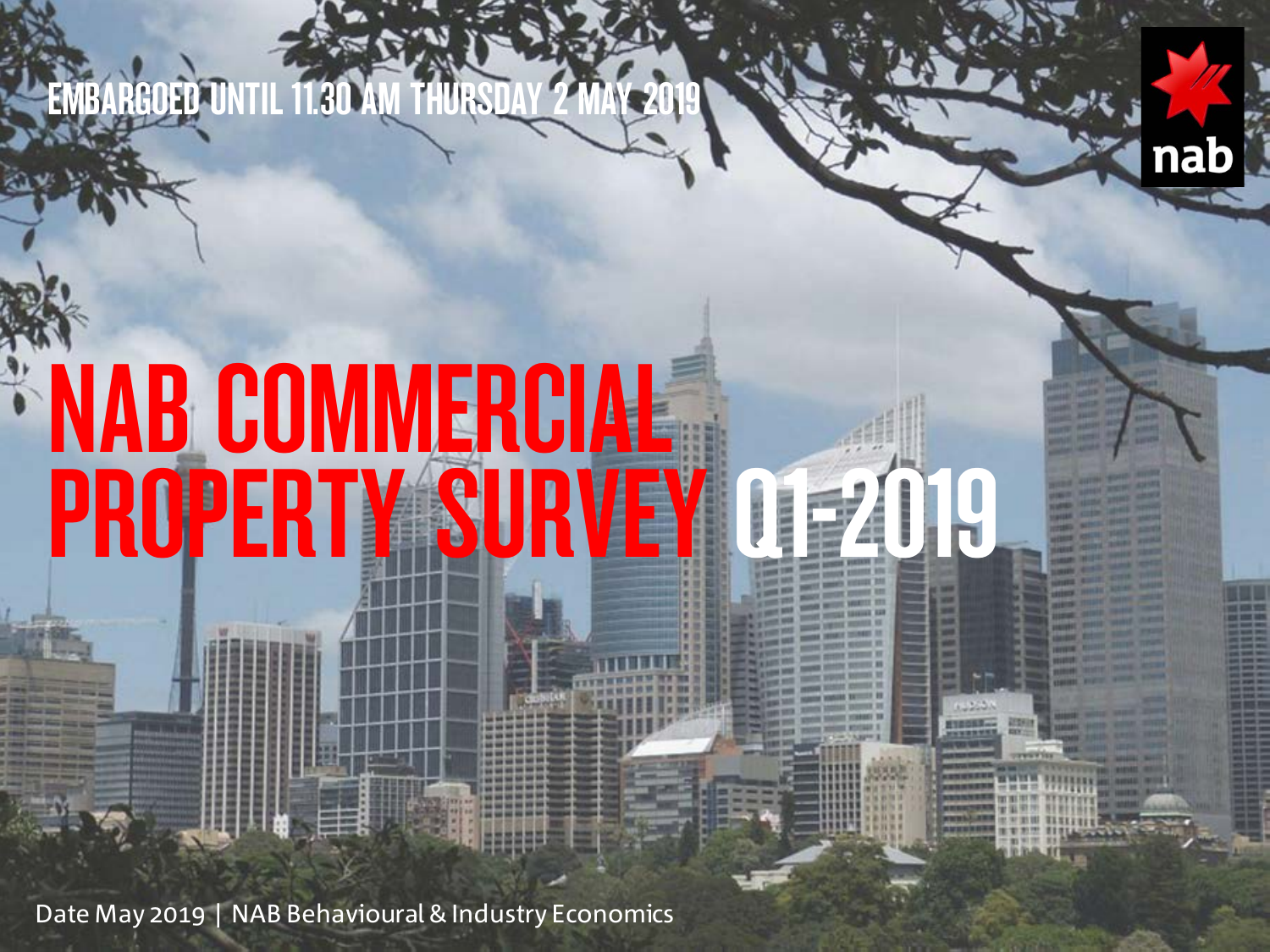EMBARGOED UNTIL 11.30 AM THURSDAY 2 MAY 2019

# NAB COMMERCIAL PROPERTY SURVEY Q1-2019

Date May 2019 | NAB Behavioural & Industry Economics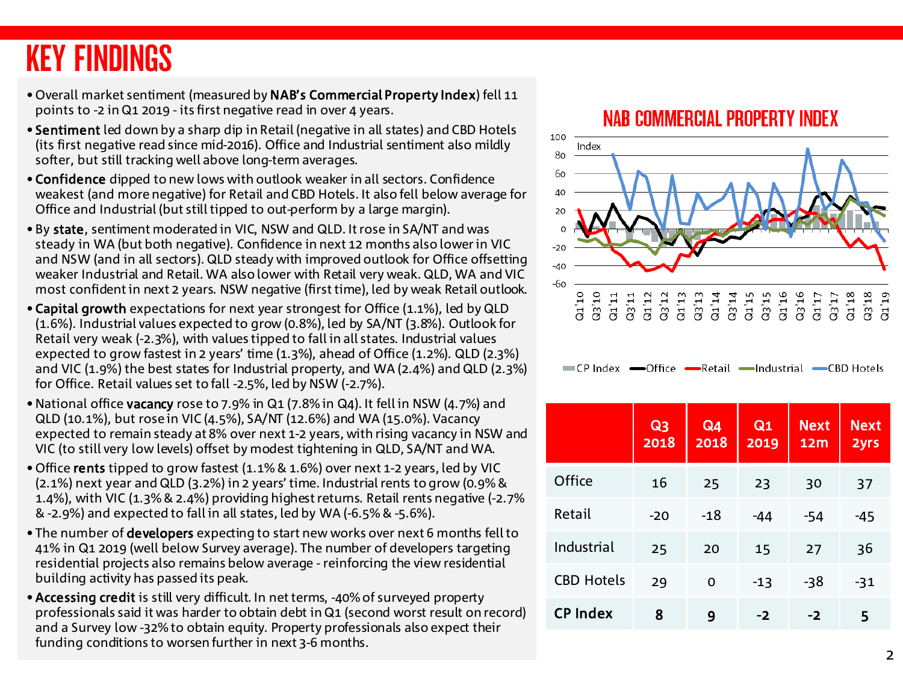# KEY FINDINGS

- Overall market sentiment (measured by **NAB's Commercial Property Index**) fell 11 points to -2 in Q1 2019 - its first negative read in over 4 years.
- **Sentiment** led down by a sharp dip in Retail (negative in all states) and CBD Hotels (its first negative read since mid-2016). Office and Industrial sentiment also mildly softer, but still tracking well above long-term averages.
- **Confidence** dipped to new lows with outlook weaker in all sectors. Confidence weakest (and more negative) for Retail and CBD Hotels. It also fell below average for Office and Industrial (but still tipped to out-perform by a large margin).
- By **state**, sentiment moderated in VIC, NSW and QLD. It rose in SA/NT and was steady in WA (but both negative). Confidence in next 12 months also lower in VIC and NSW (and in all sectors). QLD steady with improved outlook for Office offsetting weaker Industrial and Retail. WA also lower with Retail very weak. QLD, WA and VIC most confident in next 2 years. NSW negative (first time), led by weak Retail outlook.
- **Capital growth** expectations for next year strongest for Office (1.1%), led by QLD (1.6%). Industrial values expected to grow (0.8%), led by SA/NT (3.8%). Outlook for Retail very weak (-2.3%), with values tipped to fall in all states. Industrial values expected to grow fastest in 2 years' time (1.3%), ahead of Office (1.2%). QLD (2.3%) and VIC (1.9%) the best states for Industrial property, and WA (2.4%) and QLD (2.3%) for Office. Retail values set to fall -2.5%, led by NSW (-2.7%).
- National office **vacancy** rose to 7.9% in Q1 (7.8% in Q4). It fell in NSW (4.7%) and QLD (10.1%), but rose in VIC (4.5%), SA/NT (12.6%) and WA (15.0%). Vacancy expected to remain steady at 8% over next 1-2 years, with rising vacancy in NSW and VIC (to still very low levels) offset by modest tightening in QLD, SA/NT and WA.
- Office **rents** tipped to grow fastest (1.1% & 1.6%) over next 1-2 years, led by VIC (2.1%) next year and QLD (3.2%) in 2 years' time. Industrial rents to grow (0.9% & 1.4%), with VIC (1.3% & 2.4%) providing highest returns. Retail rents negative (-2.7% & -2.9%) and expected to fall in all states, led by WA (-6.5% & -5.6%).
- The number of **developers** expecting to start new works over next 6 months fell to 41% in Q1 2019 (well below Survey average). The number of developers targeting residential projects also remains below average - reinforcing the view residential building activity has passed its peak.
- **Accessing credit** is still very difficult. In net terms, -40% of surveyed property professionals said it was harder to obtain debt in Q1 (second worst result on record) and a Survey low -32% to obtain equity. Property professionals also expect their funding conditions to worsen further in next 3-6 months.

## NAB COMMERCIAL PROPERTY INDEX

| | Q3 2018 | Q4 2018 | Q1 2019 | Next 12m | Next 2yrs |
|---|---|---|---|---|---|
| Office | 16 | 25 | 23 | 30 | 37 |
| Retail | -20 | -18 | -44 | -54 | -45 |
| Industrial | 25 | 20 | 15 | 27 | 36 |
| CBD Hotels | 29 | 0 | -13 | -38 | -31 |
| **CP Index** | **8** | **9** | **-2** | **-2** | **5** |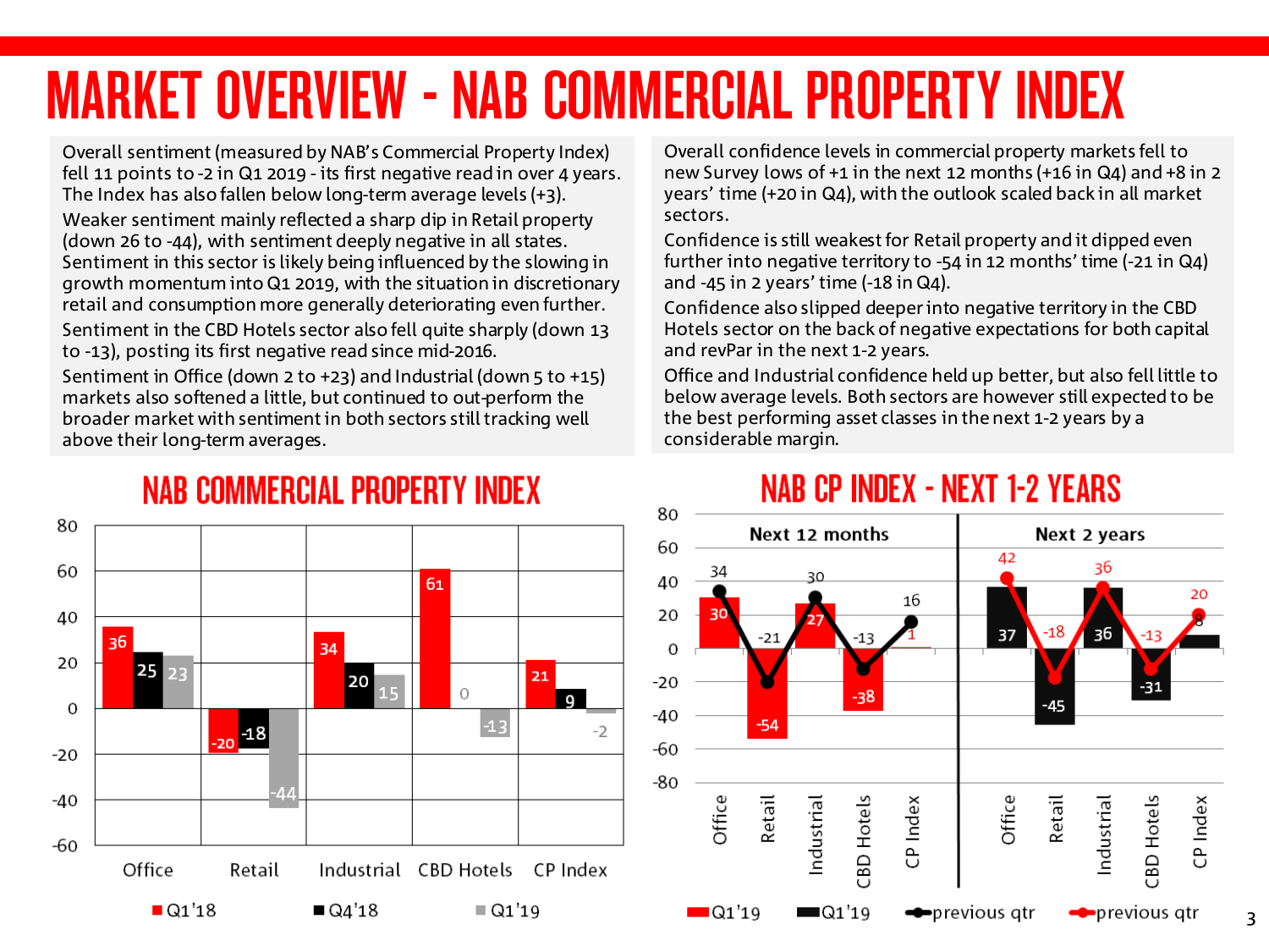# MARKET OVERVIEW - NAB COMMERCIAL PROPERTY INDEX

Overall sentiment (measured by NAB's Commercial Property Index) fell 11 points to -2 in Q1 2019 - its first negative read in over 4 years. The Index has also fallen below long-term average levels (+3).

Weaker sentiment mainly reflected a sharp dip in Retail property (down 26 to -44), with sentiment deeply negative in all states. Sentiment in this sector is likely being influenced by the slowing in growth momentum into Q1 2019, with the situation in discretionary retail and consumption more generally deteriorating even further.

Sentiment in the CBD Hotels sector also fell quite sharply (down 13 to -13), posting its first negative read since mid-2016.

Sentiment in Office (down 2 to +23) and Industrial (down 5 to +15) markets also softened a little, but continued to out-perform the broader market with sentiment in both sectors still tracking well above their long-term averages.

Overall confidence levels in commercial property markets fell to new Survey lows of +1 in the next 12 months (+16 in Q4) and +8 in 2 years' time (+20 in Q4), with the outlook scaled back in all market sectors.

Confidence is still weakest for Retail property and it dipped even further into negative territory to -54 in 12 months' time (-21 in Q4) and -45 in 2 years' time (-18 in Q4).

Confidence also slipped deeper into negative territory in the CBD Hotels sector on the back of negative expectations for both capital and revPar in the next 1-2 years.

Office and Industrial confidence held up better, but also fell little to below average levels. Both sectors are however still expected to be the best performing asset classes in the next 1-2 years by a considerable margin.

## NAB COMMERCIAL PROPERTY INDEX

| | Q1'18 | Q4'18 | Q1'19 |
|---|---|---|---|
| Office | 36 | 25 | 23 |
| Retail | -20 | -18 | -44 |
| Industrial | 34 | 20 | 15 |
| CBD Hotels | 61 | 0 | -13 |
| CP Index | 21 | 9 | -2 |

## NAB CP INDEX - NEXT 1-2 YEARS

| | Next 12 months: Q1'19 | Next 12 months: previous qtr | Next 2 years: Q1'19 | Next 2 years: previous qtr |
|---|---|---|---|---|
| Office | 30 | 34 | 37 | 42 |
| Retail | -54 | -21 | -45 | -18 |
| Industrial | 27 | 30 | 36 | 36 |
| CBD Hotels | -38 | -13 | -31 | -13 |
| CP Index | 1 | 16 | 8 | 20 |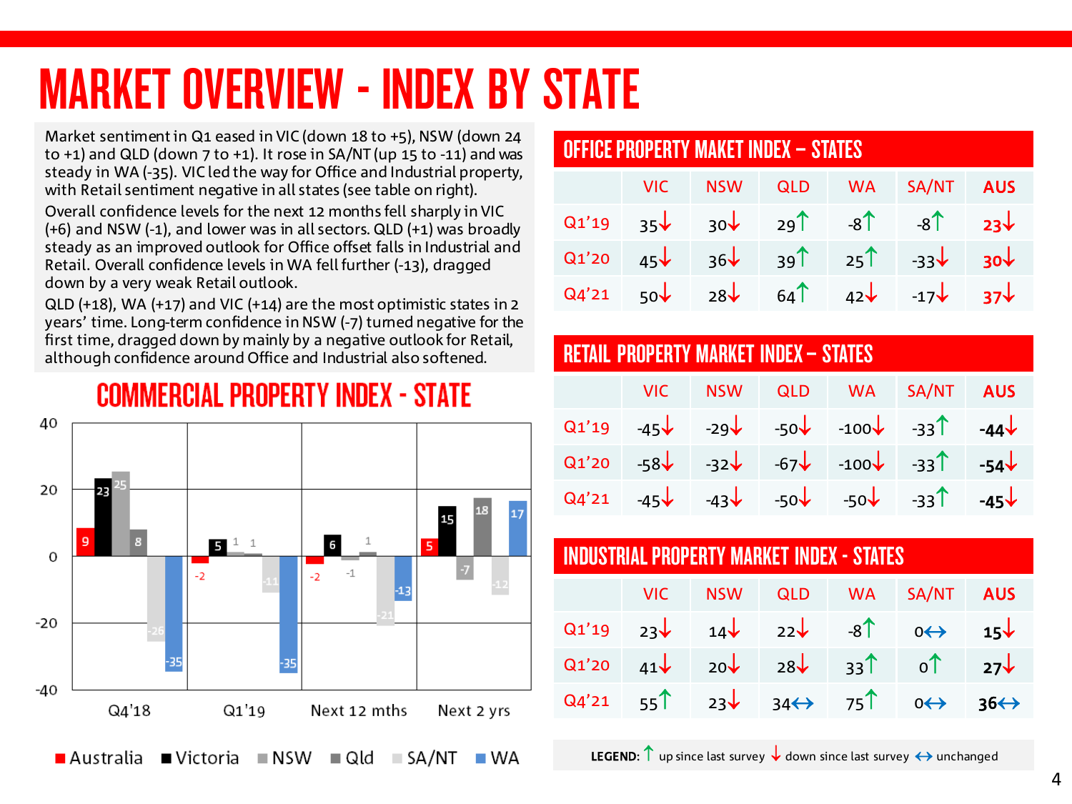# MARKET OVERVIEW - INDEX BY STATE

Market sentiment in Q1 eased in VIC (down 18 to +5), NSW (down 24 to +1) and QLD (down 7 to +1). It rose in SA/NT (up 15 to -11) and was steady in WA (-35). VIC led the way for Office and Industrial property, with Retail sentiment negative in all states (see table on right).

Overall confidence levels for the next 12 months fell sharply in VIC (+6) and NSW (-1), and lower was in all sectors. QLD (+1) was broadly steady as an improved outlook for Office offset falls in Industrial and Retail. Overall confidence levels in WA fell further (-13), dragged down by a very weak Retail outlook.

QLD (+18), WA (+17) and VIC (+14) are the most optimistic states in 2 years' time. Long-term confidence in NSW (-7) turned negative for the first time, dragged down by mainly by a negative outlook for Retail, although confidence around Office and Industrial also softened.

## COMMERCIAL PROPERTY INDEX - STATE

| | Australia | Victoria | NSW | Qld | SA/NT | WA |
|---|---|---|---|---|---|---|
| Q4'18 | 9 | 23 | 25 | 8 | -26 | -35 |
| Q1'19 | -2 | 5 | 1 | 1 | -11 | -35 |
| Next 12 mths | -2 | 6 | -1 | 1 | -21 | -13 |
| Next 2 yrs | 5 | 15 | -7 | 18 | -12 | 17 |

## OFFICE PROPERTY MAKET INDEX – STATES

| | VIC | NSW | QLD | WA | SA/NT | AUS |
|---|---|---|---|---|---|---|
| Q1'19 | 35↓ | 30↓ | 29↑ | -8↑ | -8↑ | 23↓ |
| Q1'20 | 45↓ | 36↓ | 39↑ | 25↑ | -33↓ | 30↓ |
| Q4'21 | 50↓ | 28↓ | 64↑ | 42↓ | -17↓ | 37↓ |

## RETAIL PROPERTY MARKET INDEX – STATES

| | VIC | NSW | QLD | WA | SA/NT | AUS |
|---|---|---|---|---|---|---|
| Q1'19 | -45↓ | -29↓ | -50↓ | -100↓ | -33↑ | -44↓ |
| Q1'20 | -58↓ | -32↓ | -67↓ | -100↓ | -33↑ | -54↓ |
| Q4'21 | -45↓ | -43↓ | -50↓ | -50↓ | -33↑ | -45↓ |

## INDUSTRIAL PROPERTY MARKET INDEX - STATES

| | VIC | NSW | QLD | WA | SA/NT | AUS |
|---|---|---|---|---|---|---|
| Q1'19 | 23↓ | 14↓ | 22↓ | -8↑ | 0↔ | 15↓ |
| Q1'20 | 41↓ | 20↓ | 28↓ | 33↑ | 0↑ | 27↓ |
| Q4'21 | 55↑ | 23↓ | 34↔ | 75↑ | 0↔ | 36↔ |

**LEGEND:** ↑ up since last survey ↓ down since last survey ↔ unchanged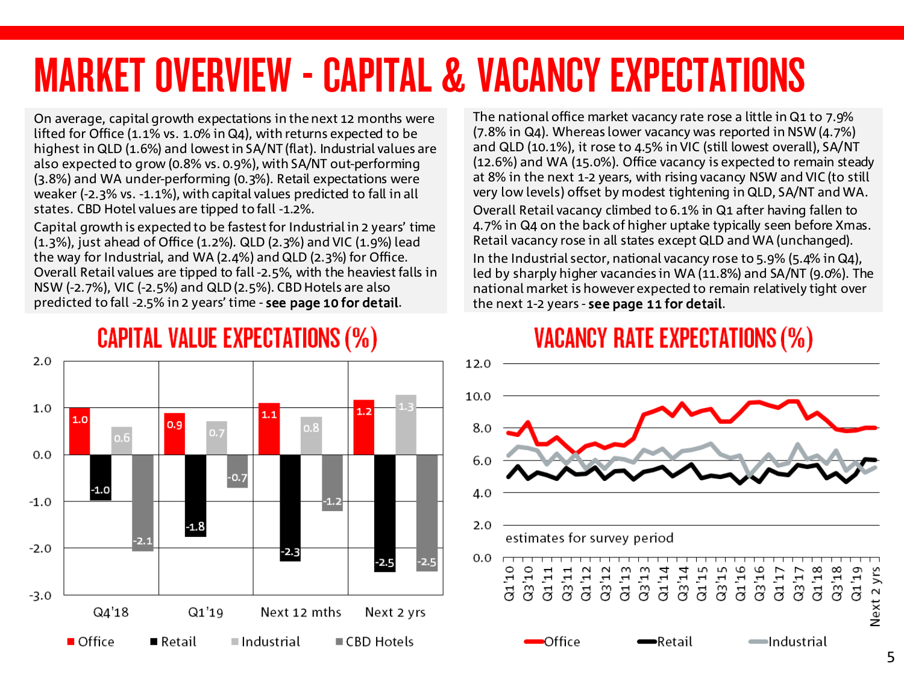# MARKET OVERVIEW - CAPITAL & VACANCY EXPECTATIONS

On average, capital growth expectations in the next 12 months were lifted for Office (1.1% vs. 1.0% in Q4), with returns expected to be highest in QLD (1.6%) and lowest in SA/NT (flat). Industrial values are also expected to grow (0.8% vs. 0.9%), with SA/NT out-performing (3.8%) and WA under-performing (0.3%). Retail expectations were weaker (-2.3% vs. -1.1%), with capital values predicted to fall in all states. CBD Hotel values are tipped to fall -1.2%.

Capital growth is expected to be fastest for Industrial in 2 years' time (1.3%), just ahead of Office (1.2%). QLD (2.3%) and VIC (1.9%) lead the way for Industrial, and WA (2.4%) and QLD (2.3%) for Office. Overall Retail values are tipped to fall -2.5%, with the heaviest falls in NSW (-2.7%), VIC (-2.5%) and QLD (2.5%). CBD Hotels are also predicted to fall -2.5% in 2 years' time - **see page 10 for detail**.

The national office market vacancy rate rose a little in Q1 to 7.9% (7.8% in Q4). Whereas lower vacancy was reported in NSW (4.7%) and QLD (10.1%), it rose to 4.5% in VIC (still lowest overall), SA/NT (12.6%) and WA (15.0%). Office vacancy is expected to remain steady at 8% in the next 1-2 years, with rising vacancy NSW and VIC (to still very low levels) offset by modest tightening in QLD, SA/NT and WA.

Overall Retail vacancy climbed to 6.1% in Q1 after having fallen to 4.7% in Q4 on the back of higher uptake typically seen before Xmas. Retail vacancy rose in all states except QLD and WA (unchanged).

In the Industrial sector, national vacancy rose to 5.9% (5.4% in Q4), led by sharply higher vacancies in WA (11.8%) and SA/NT (9.0%). The national market is however expected to remain relatively tight over the next 1-2 years - **see page 11 for detail**.

## CAPITAL VALUE EXPECTATIONS (%)

| | Office | Retail | Industrial | CBD Hotels |
|---|---|---|---|---|
| Q4'18 | 1.0 | -1.0 | 0.6 | -2.1 |
| Q1'19 | 0.9 | -1.8 | 0.7 | -0.7 |
| Next 12 mths | 1.1 | -2.3 | 0.8 | -1.2 |
| Next 2 yrs | 1.2 | -2.5 | 1.3 | -2.5 |

## VACANCY RATE EXPECTATIONS (%)

estimates for survey period

Series: Office, Retail, Industrial — Q1'10 to Q1'19, Next 2 yrs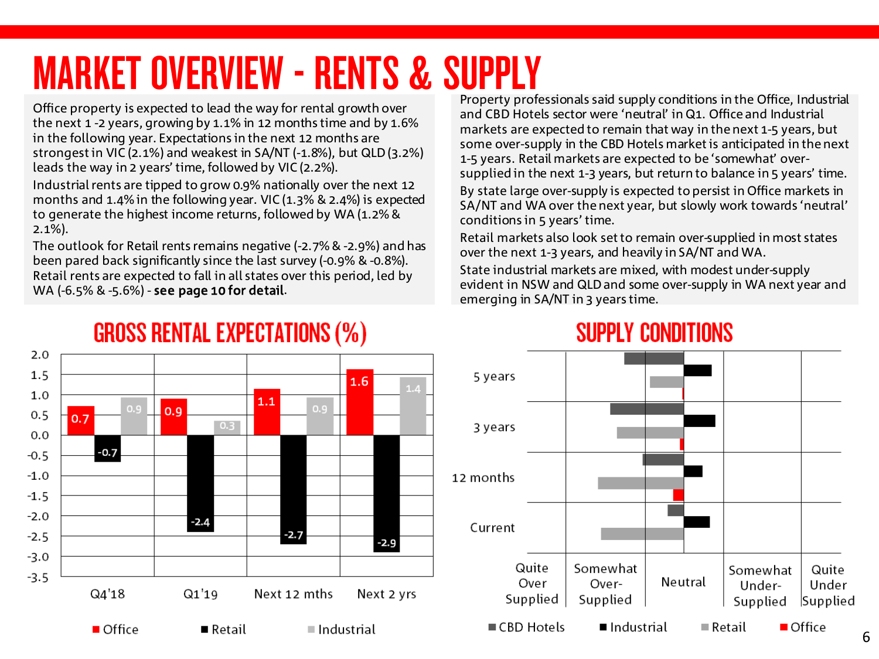# MARKET OVERVIEW - RENTS & SUPPLY

Office property is expected to lead the way for rental growth over the next 1 -2 years, growing by 1.1% in 12 months time and by 1.6% in the following year. Expectations in the next 12 months are strongest in VIC (2.1%) and weakest in SA/NT (-1.8%), but QLD (3.2%) leads the way in 2 years' time, followed by VIC (2.2%).

Industrial rents are tipped to grow 0.9% nationally over the next 12 months and 1.4% in the following year. VIC (1.3% & 2.4%) is expected to generate the highest income returns, followed by WA (1.2% & 2.1%).

The outlook for Retail rents remains negative (-2.7% & -2.9%) and has been pared back significantly since the last survey (-0.9% & -0.8%). Retail rents are expected to fall in all states over this period, led by WA (-6.5% & -5.6%) - **see page 10 for detail**.

Property professionals said supply conditions in the Office, Industrial and CBD Hotels sector were 'neutral' in Q1. Office and Industrial markets are expected to remain that way in the next 1-5 years, but some over-supply in the CBD Hotels market is anticipated in the next 1-5 years. Retail markets are expected to be 'somewhat' over-supplied in the next 1-3 years, but return to balance in 5 years' time.

By state large over-supply is expected to persist in Office markets in SA/NT and WA over the next year, but slowly work towards 'neutral' conditions in 5 years' time.

Retail markets also look set to remain over-supplied in most states over the next 1-3 years, and heavily in SA/NT and WA.

State industrial markets are mixed, with modest under-supply evident in NSW and QLD and some over-supply in WA next year and emerging in SA/NT in 3 years time.

## GROSS RENTAL EXPECTATIONS (%)

| | Office | Retail | Industrial |
|---|---|---|---|
| Q4'18 | 0.7 | -0.7 | 0.9 |
| Q1'19 | 0.9 | -2.4 | 0.3 |
| Next 12 mths | 1.1 | -2.7 | 0.9 |
| Next 2 yrs | 1.6 | -2.9 | 1.4 |

## SUPPLY CONDITIONS

Chart categories: Current, 12 months, 3 years, 5 years. Scale: Quite Over Supplied, Somewhat Over-Supplied, Neutral, Somewhat Under-Supplied, Quite Under Supplied. Series: CBD Hotels, Industrial, Retail, Office.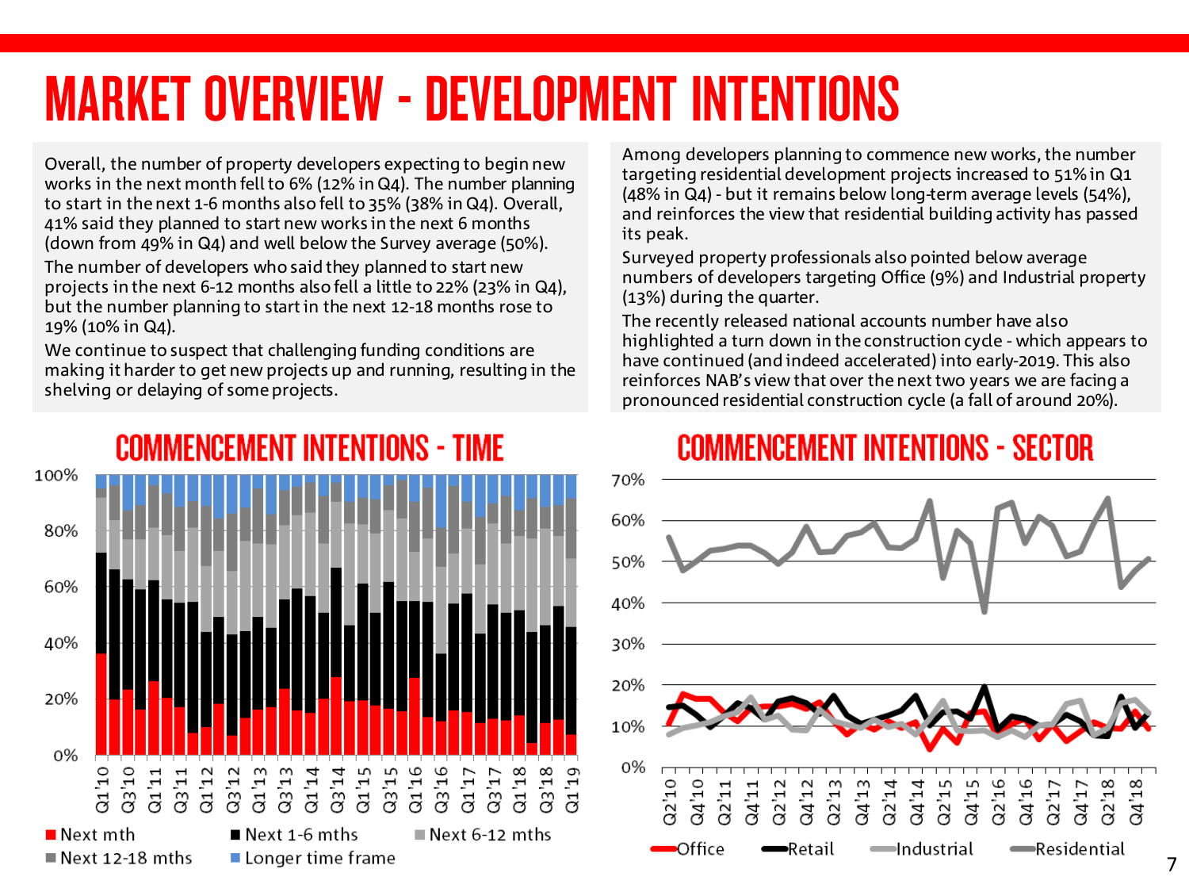# MARKET OVERVIEW - DEVELOPMENT INTENTIONS

Overall, the number of property developers expecting to begin new works in the next month fell to 6% (12% in Q4). The number planning to start in the next 1-6 months also fell to 35% (38% in Q4). Overall, 41% said they planned to start new works in the next 6 months (down from 49% in Q4) and well below the Survey average (50%).

The number of developers who said they planned to start new projects in the next 6-12 months also fell a little to 22% (23% in Q4), but the number planning to start in the next 12-18 months rose to 19% (10% in Q4).

We continue to suspect that challenging funding conditions are making it harder to get new projects up and running, resulting in the shelving or delaying of some projects.

Among developers planning to commence new works, the number targeting residential development projects increased to 51% in Q1 (48% in Q4) - but it remains below long-term average levels (54%), and reinforces the view that residential building activity has passed its peak.

Surveyed property professionals also pointed below average numbers of developers targeting Office (9%) and Industrial property (13%) during the quarter.

The recently released national accounts number have also highlighted a turn down in the construction cycle - which appears to have continued (and indeed accelerated) into early-2019. This also reinforces NAB's view that over the next two years we are facing a pronounced residential construction cycle (a fall of around 20%).

## COMMENCEMENT INTENTIONS - TIME

Legend: Next mth, Next 1-6 mths, Next 6-12 mths, Next 12-18 mths, Longer time frame

## COMMENCEMENT INTENTIONS - SECTOR

Legend: Office, Retail, Industrial, Residential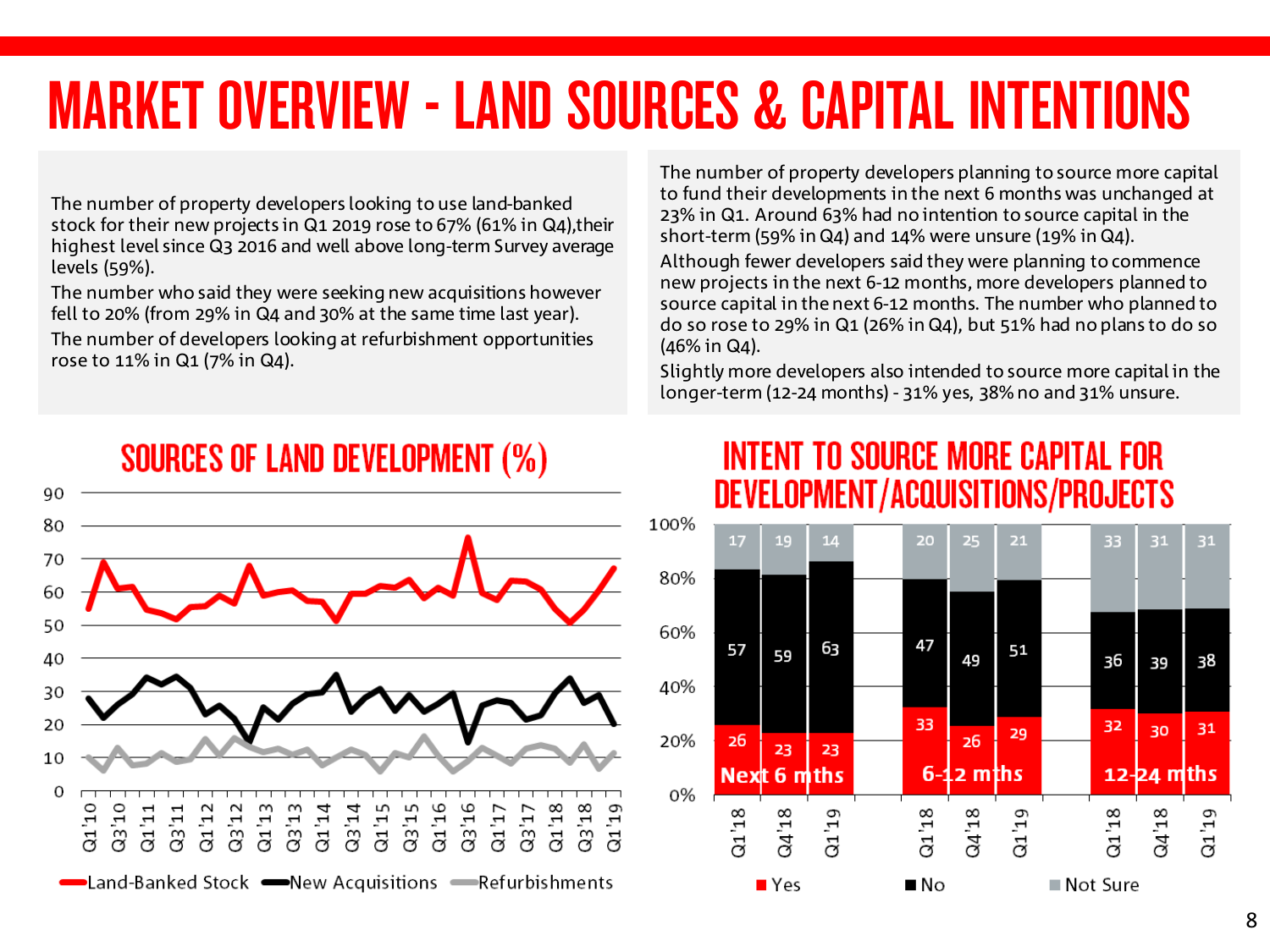# MARKET OVERVIEW - LAND SOURCES & CAPITAL INTENTIONS

The number of property developers looking to use land-banked stock for their new projects in Q1 2019 rose to 67% (61% in Q4),their highest level since Q3 2016 and well above long-term Survey average levels (59%).

The number who said they were seeking new acquisitions however fell to 20% (from 29% in Q4 and 30% at the same time last year).

The number of developers looking at refurbishment opportunities rose to 11% in Q1 (7% in Q4).

The number of property developers planning to source more capital to fund their developments in the next 6 months was unchanged at 23% in Q1. Around 63% had no intention to source capital in the short-term (59% in Q4) and 14% were unsure (19% in Q4).

Although fewer developers said they were planning to commence new projects in the next 6-12 months, more developers planned to source capital in the next 6-12 months. The number who planned to do so rose to 29% in Q1 (26% in Q4), but 51% had no plans to do so (46% in Q4).

Slightly more developers also intended to source more capital in the longer-term (12-24 months) - 31% yes, 38% no and 31% unsure.

## SOURCES OF LAND DEVELOPMENT (%)

Legend: Land-Banked Stock, New Acquisitions, Refurbishments (Q1'10 – Q1'19)

## INTENT TO SOURCE MORE CAPITAL FOR DEVELOPMENT/ACQUISITIONS/PROJECTS

| Period | Quarter | Yes | No | Not Sure |
|---|---|---|---|---|
| Next 6 mths | Q1'18 | 26 | 57 | 17 |
| | Q4'18 | 23 | 59 | 19 |
| | Q1'19 | 23 | 63 | 14 |
| 6-12 mths | Q1'18 | 33 | 47 | 20 |
| | Q4'18 | 26 | 49 | 25 |
| | Q1'19 | 29 | 51 | 21 |
| 12-24 mths | Q1'18 | 32 | 36 | 33 |
| | Q4'18 | 30 | 39 | 31 |
| | Q1'19 | 31 | 38 | 31 |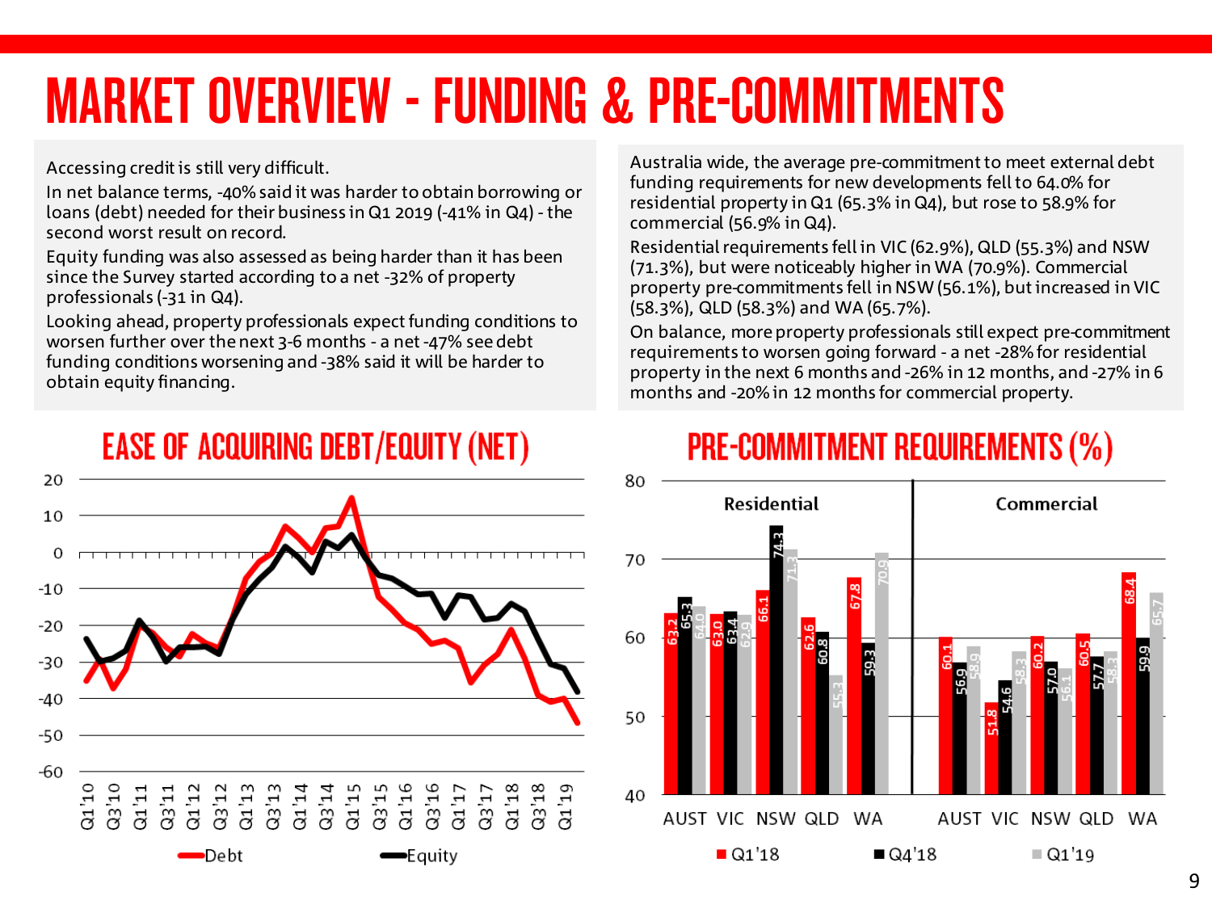# MARKET OVERVIEW - FUNDING & PRE-COMMITMENTS

Accessing credit is still very difficult.

In net balance terms, -40% said it was harder to obtain borrowing or loans (debt) needed for their business in Q1 2019 (-41% in Q4) - the second worst result on record.

Equity funding was also assessed as being harder than it has been since the Survey started according to a net -32% of property professionals (-31 in Q4).

Looking ahead, property professionals expect funding conditions to worsen further over the next 3-6 months - a net -47% see debt funding conditions worsening and -38% said it will be harder to obtain equity financing.

Australia wide, the average pre-commitment to meet external debt funding requirements for new developments fell to 64.0% for residential property in Q1 (65.3% in Q4), but rose to 58.9% for commercial (56.9% in Q4).

Residential requirements fell in VIC (62.9%), QLD (55.3%) and NSW (71.3%), but were noticeably higher in WA (70.9%). Commercial property pre-commitments fell in NSW (56.1%), but increased in VIC (58.3%), QLD (58.3%) and WA (65.7%).

On balance, more property professionals still expect pre-commitment requirements to worsen going forward - a net -28% for residential property in the next 6 months and -26% in 12 months, and -27% in 6 months and -20% in 12 months for commercial property.

## EASE OF ACQUIRING DEBT/EQUITY (NET)

## PRE-COMMITMENT REQUIREMENTS (%)

| | Q1'18 | Q4'18 | Q1'19 |
|---|---|---|---|
| **Residential** | | | |
| AUST | 63.2 | 65.3 | 64.0 |
| VIC | 63.0 | 63.4 | 62.9 |
| NSW | 66.1 | 74.3 | 71.3 |
| QLD | 62.6 | 60.8 | 55.3 |
| WA | 67.8 | 59.3 | 70.9 |
| **Commercial** | | | |
| AUST | 60.1 | 56.9 | 58.9 |
| VIC | 51.8 | 54.6 | 58.3 |
| NSW | 60.2 | 57.0 | 56.1 |
| QLD | 60.5 | 57.7 | 58.3 |
| WA | 68.4 | 59.9 | 65.7 |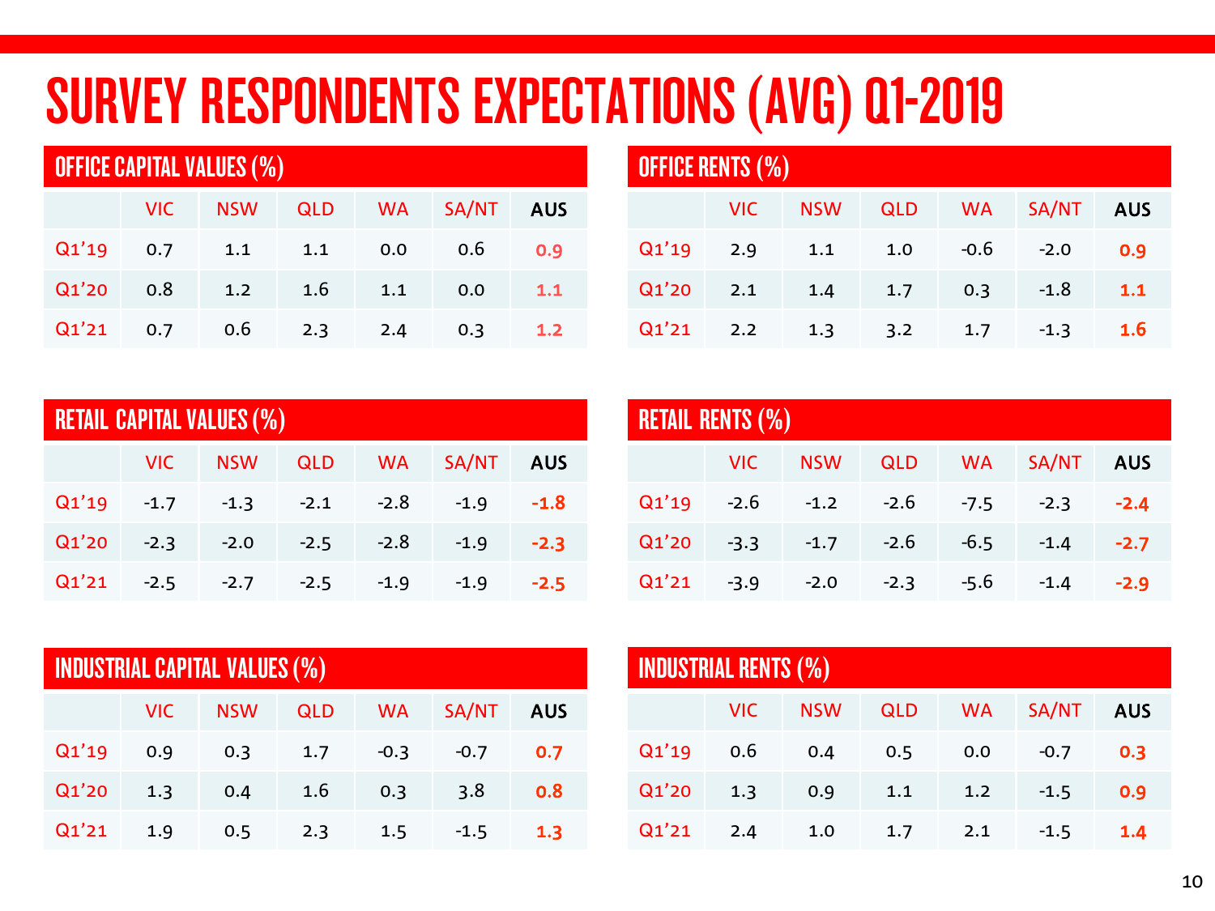# SURVEY RESPONDENTS EXPECTATIONS (AVG) Q1-2019

## OFFICE CAPITAL VALUES (%)

| | VIC | NSW | QLD | WA | SA/NT | AUS |
|---|---|---|---|---|---|---|
| Q1'19 | 0.7 | 1.1 | 1.1 | 0.0 | 0.6 | **0.9** |
| Q1'20 | 0.8 | 1.2 | 1.6 | 1.1 | 0.0 | **1.1** |
| Q1'21 | 0.7 | 0.6 | 2.3 | 2.4 | 0.3 | **1.2** |

## OFFICE RENTS (%)

| | VIC | NSW | QLD | WA | SA/NT | AUS |
|---|---|---|---|---|---|---|
| Q1'19 | 2.9 | 1.1 | 1.0 | -0.6 | -2.0 | **0.9** |
| Q1'20 | 2.1 | 1.4 | 1.7 | 0.3 | -1.8 | **1.1** |
| Q1'21 | 2.2 | 1.3 | 3.2 | 1.7 | -1.3 | **1.6** |

## RETAIL CAPITAL VALUES (%)

| | VIC | NSW | QLD | WA | SA/NT | AUS |
|---|---|---|---|---|---|---|
| Q1'19 | -1.7 | -1.3 | -2.1 | -2.8 | -1.9 | **-1.8** |
| Q1'20 | -2.3 | -2.0 | -2.5 | -2.8 | -1.9 | **-2.3** |
| Q1'21 | -2.5 | -2.7 | -2.5 | -1.9 | -1.9 | **-2.5** |

## RETAIL RENTS (%)

| | VIC | NSW | QLD | WA | SA/NT | AUS |
|---|---|---|---|---|---|---|
| Q1'19 | -2.6 | -1.2 | -2.6 | -7.5 | -2.3 | **-2.4** |
| Q1'20 | -3.3 | -1.7 | -2.6 | -6.5 | -1.4 | **-2.7** |
| Q1'21 | -3.9 | -2.0 | -2.3 | -5.6 | -1.4 | **-2.9** |

## INDUSTRIAL CAPITAL VALUES (%)

| | VIC | NSW | QLD | WA | SA/NT | AUS |
|---|---|---|---|---|---|---|
| Q1'19 | 0.9 | 0.3 | 1.7 | -0.3 | -0.7 | **0.7** |
| Q1'20 | 1.3 | 0.4 | 1.6 | 0.3 | 3.8 | **0.8** |
| Q1'21 | 1.9 | 0.5 | 2.3 | 1.5 | -1.5 | **1.3** |

## INDUSTRIAL RENTS (%)

| | VIC | NSW | QLD | WA | SA/NT | AUS |
|---|---|---|---|---|---|---|
| Q1'19 | 0.6 | 0.4 | 0.5 | 0.0 | -0.7 | **0.3** |
| Q1'20 | 1.3 | 0.9 | 1.1 | 1.2 | -1.5 | **0.9** |
| Q1'21 | 2.4 | 1.0 | 1.7 | 2.1 | -1.5 | **1.4** |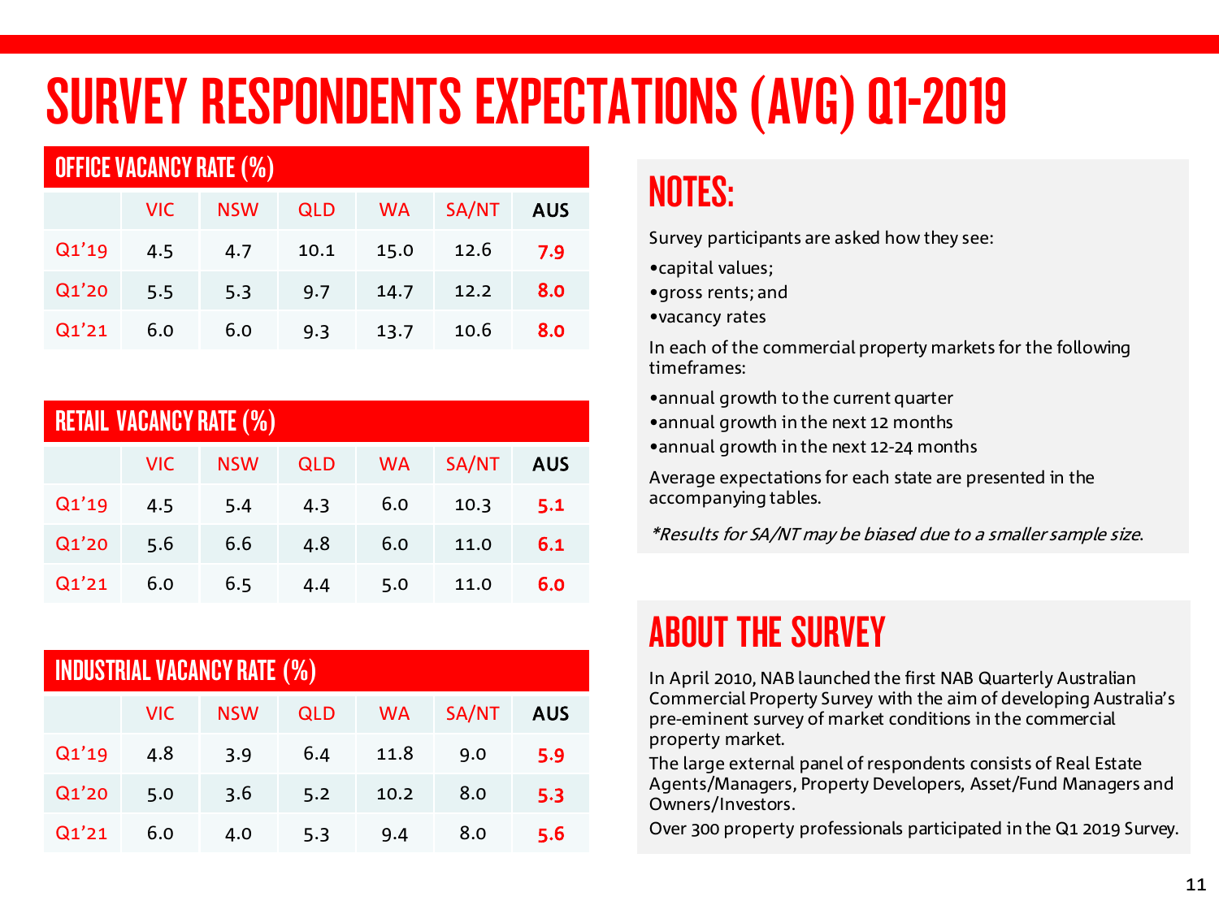# SURVEY RESPONDENTS EXPECTATIONS (AVG) Q1-2019

## OFFICE VACANCY RATE (%)

| | VIC | NSW | QLD | WA | SA/NT | AUS |
|---|---|---|---|---|---|---|
| Q1'19 | 4.5 | 4.7 | 10.1 | 15.0 | 12.6 | 7.9 |
| Q1'20 | 5.5 | 5.3 | 9.7 | 14.7 | 12.2 | 8.0 |
| Q1'21 | 6.0 | 6.0 | 9.3 | 13.7 | 10.6 | 8.0 |

## RETAIL VACANCY RATE (%)

| | VIC | NSW | QLD | WA | SA/NT | AUS |
|---|---|---|---|---|---|---|
| Q1'19 | 4.5 | 5.4 | 4.3 | 6.0 | 10.3 | 5.1 |
| Q1'20 | 5.6 | 6.6 | 4.8 | 6.0 | 11.0 | 6.1 |
| Q1'21 | 6.0 | 6.5 | 4.4 | 5.0 | 11.0 | 6.0 |

## INDUSTRIAL VACANCY RATE (%)

| | VIC | NSW | QLD | WA | SA/NT | AUS |
|---|---|---|---|---|---|---|
| Q1'19 | 4.8 | 3.9 | 6.4 | 11.8 | 9.0 | 5.9 |
| Q1'20 | 5.0 | 3.6 | 5.2 | 10.2 | 8.0 | 5.3 |
| Q1'21 | 6.0 | 4.0 | 5.3 | 9.4 | 8.0 | 5.6 |

## NOTES:

Survey participants are asked how they see:

- capital values;
- gross rents; and
- vacancy rates

In each of the commercial property markets for the following timeframes:

- annual growth to the current quarter
- annual growth in the next 12 months
- annual growth in the next 12-24 months

Average expectations for each state are presented in the accompanying tables.

*\*Results for SA/NT may be biased due to a smaller sample size.*

## ABOUT THE SURVEY

In April 2010, NAB launched the first NAB Quarterly Australian Commercial Property Survey with the aim of developing Australia's pre-eminent survey of market conditions in the commercial property market.

The large external panel of respondents consists of Real Estate Agents/Managers, Property Developers, Asset/Fund Managers and Owners/Investors.

Over 300 property professionals participated in the Q1 2019 Survey.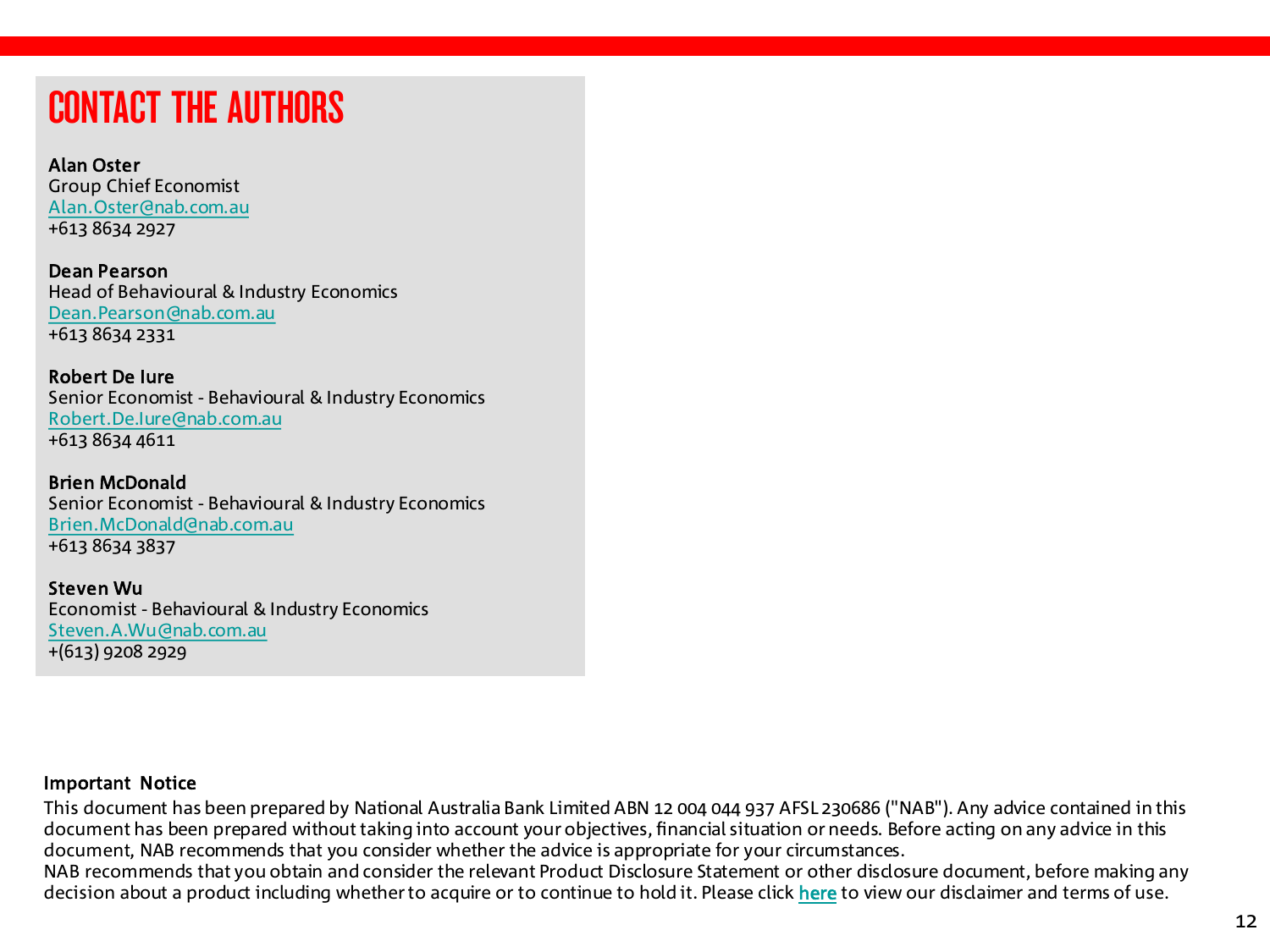# CONTACT THE AUTHORS

**Alan Oster**
Group Chief Economist
Alan.Oster@nab.com.au
+613 8634 2927

**Dean Pearson**
Head of Behavioural & Industry Economics
Dean.Pearson@nab.com.au
+613 8634 2331

**Robert De Iure**
Senior Economist - Behavioural & Industry Economics
Robert.De.Iure@nab.com.au
+613 8634 4611

**Brien McDonald**
Senior Economist - Behavioural & Industry Economics
Brien.McDonald@nab.com.au
+613 8634 3837

**Steven Wu**
Economist - Behavioural & Industry Economics
Steven.A.Wu@nab.com.au
+(613) 9208 2929

**Important Notice**

This document has been prepared by National Australia Bank Limited ABN 12 004 044 937 AFSL 230686 ("NAB"). Any advice contained in this document has been prepared without taking into account your objectives, financial situation or needs. Before acting on any advice in this document, NAB recommends that you consider whether the advice is appropriate for your circumstances.
NAB recommends that you obtain and consider the relevant Product Disclosure Statement or other disclosure document, before making any decision about a product including whether to acquire or to continue to hold it. Please click **here** to view our disclaimer and terms of use.